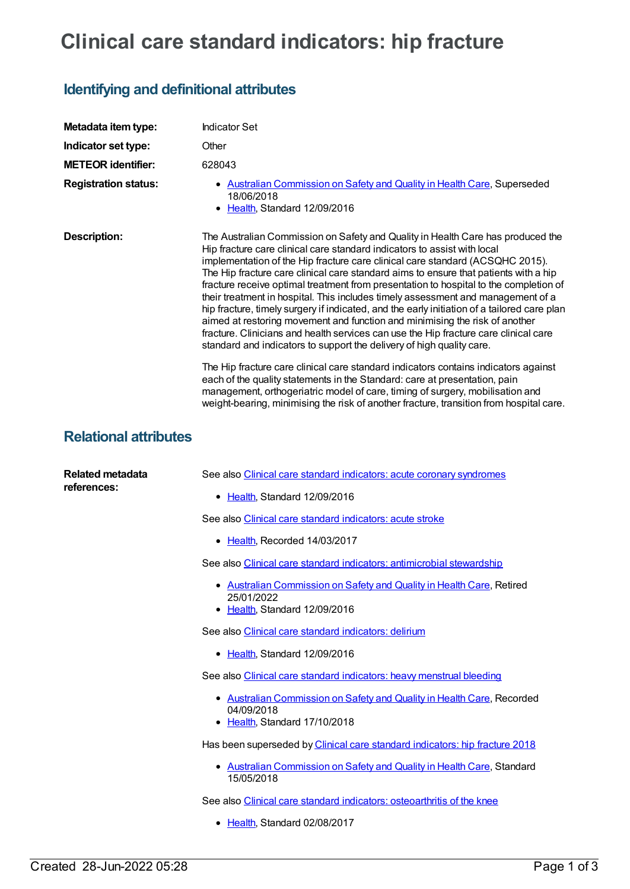# Clinical care standard indicators: hip fracture

## Identifying and definitional attributes

| | |
|---|---|
| **Metadata item type:** | Indicator Set |
| **Indicator set type:** | Other |
| **METEOR identifier:** | 628043 |
| **Registration status:** | • Australian Commission on Safety and Quality in Health Care, Superseded 18/06/2018<br>• Health, Standard 12/09/2016 |
| **Description:** | The Australian Commission on Safety and Quality in Health Care has produced the Hip fracture care clinical care standard indicators to assist with local implementation of the Hip fracture care clinical care standard (ACSQHC 2015). The Hip fracture care clinical care standard aims to ensure that patients with a hip fracture receive optimal treatment from presentation to hospital to the completion of their treatment in hospital. This includes timely assessment and management of a hip fracture, timely surgery if indicated, and the early initiation of a tailored care plan aimed at restoring movement and function and minimising the risk of another fracture. Clinicians and health services can use the Hip fracture care clinical care standard and indicators to support the delivery of high quality care.<br><br>The Hip fracture care clinical care standard indicators contains indicators against each of the quality statements in the Standard: care at presentation, pain management, orthogeriatric model of care, timing of surgery, mobilisation and weight-bearing, minimising the risk of another fracture, transition from hospital care. |

## Relational attributes

**Related metadata references:**

See also Clinical care standard indicators: acute coronary syndromes

- Health, Standard 12/09/2016

See also Clinical care standard indicators: acute stroke

- Health, Recorded 14/03/2017

See also Clinical care standard indicators: antimicrobial stewardship

- Australian Commission on Safety and Quality in Health Care, Retired 25/01/2022
- Health, Standard 12/09/2016

See also Clinical care standard indicators: delirium

- Health, Standard 12/09/2016

See also Clinical care standard indicators: heavy menstrual bleeding

- Australian Commission on Safety and Quality in Health Care, Recorded 04/09/2018
- Health, Standard 17/10/2018

Has been superseded by Clinical care standard indicators: hip fracture 2018

- Australian Commission on Safety and Quality in Health Care, Standard 15/05/2018

See also Clinical care standard indicators: osteoarthritis of the knee

- Health, Standard 02/08/2017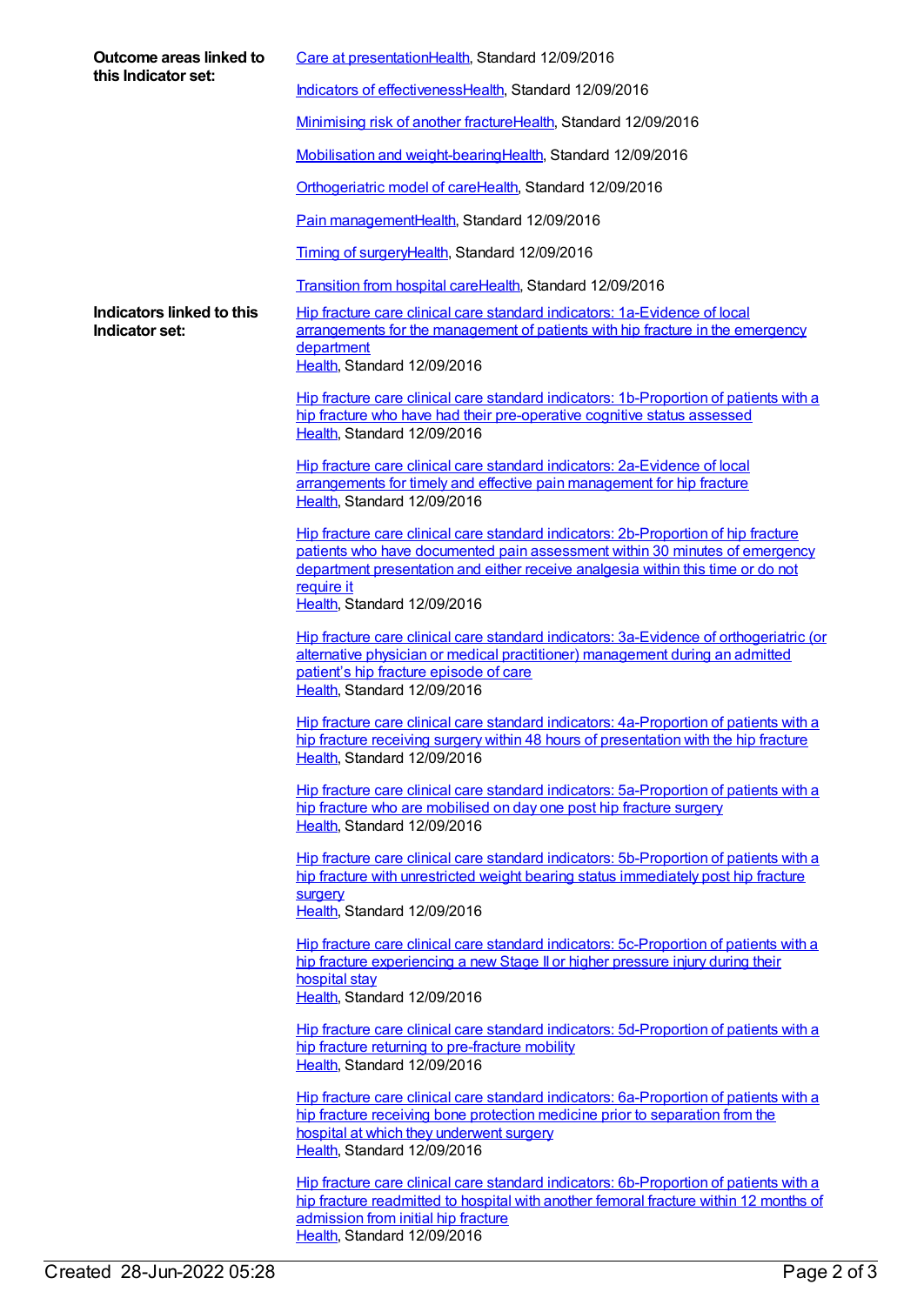**Outcome areas linked to this Indicator set:**

Care at presentationHealth, Standard 12/09/2016

Indicators of effectivenessHealth, Standard 12/09/2016

Minimising risk of another fractureHealth, Standard 12/09/2016

Mobilisation and weight-bearingHealth, Standard 12/09/2016

Orthogeriatric model of careHealth, Standard 12/09/2016

Pain managementHealth, Standard 12/09/2016

Timing of surgeryHealth, Standard 12/09/2016

Transition from hospital careHealth, Standard 12/09/2016

**Indicators linked to this Indicator set:**

Hip fracture care clinical care standard indicators: 1a-Evidence of local arrangements for the management of patients with hip fracture in the emergency department
Health, Standard 12/09/2016

Hip fracture care clinical care standard indicators: 1b-Proportion of patients with a hip fracture who have had their pre-operative cognitive status assessed
Health, Standard 12/09/2016

Hip fracture care clinical care standard indicators: 2a-Evidence of local arrangements for timely and effective pain management for hip fracture
Health, Standard 12/09/2016

Hip fracture care clinical care standard indicators: 2b-Proportion of hip fracture patients who have documented pain assessment within 30 minutes of emergency department presentation and either receive analgesia within this time or do not require it
Health, Standard 12/09/2016

Hip fracture care clinical care standard indicators: 3a-Evidence of orthogeriatric (or alternative physician or medical practitioner) management during an admitted patient's hip fracture episode of care
Health, Standard 12/09/2016

Hip fracture care clinical care standard indicators: 4a-Proportion of patients with a hip fracture receiving surgery within 48 hours of presentation with the hip fracture
Health, Standard 12/09/2016

Hip fracture care clinical care standard indicators: 5a-Proportion of patients with a hip fracture who are mobilised on day one post hip fracture surgery
Health, Standard 12/09/2016

Hip fracture care clinical care standard indicators: 5b-Proportion of patients with a hip fracture with unrestricted weight bearing status immediately post hip fracture surgery
Health, Standard 12/09/2016

Hip fracture care clinical care standard indicators: 5c-Proportion of patients with a hip fracture experiencing a new Stage II or higher pressure injury during their hospital stay
Health, Standard 12/09/2016

Hip fracture care clinical care standard indicators: 5d-Proportion of patients with a hip fracture returning to pre-fracture mobility
Health, Standard 12/09/2016

Hip fracture care clinical care standard indicators: 6a-Proportion of patients with a hip fracture receiving bone protection medicine prior to separation from the hospital at which they underwent surgery
Health, Standard 12/09/2016

Hip fracture care clinical care standard indicators: 6b-Proportion of patients with a hip fracture readmitted to hospital with another femoral fracture within 12 months of admission from initial hip fracture
Health, Standard 12/09/2016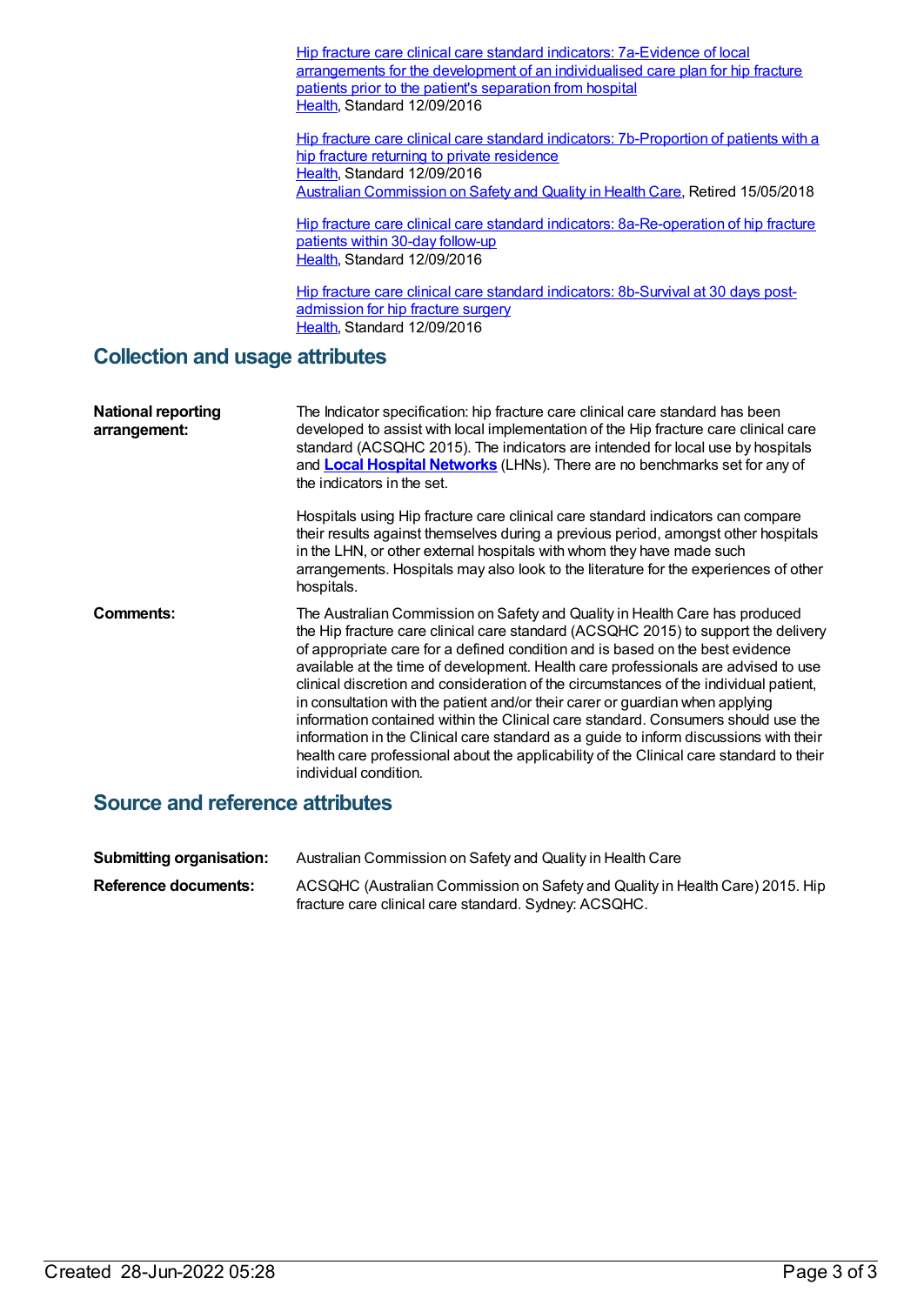Hip fracture care clinical care standard indicators: 7a-Evidence of local arrangements for the development of an individualised care plan for hip fracture patients prior to the patient's separation from hospital
Health, Standard 12/09/2016

Hip fracture care clinical care standard indicators: 7b-Proportion of patients with a hip fracture returning to private residence
Health, Standard 12/09/2016
Australian Commission on Safety and Quality in Health Care, Retired 15/05/2018

Hip fracture care clinical care standard indicators: 8a-Re-operation of hip fracture patients within 30-day follow-up
Health, Standard 12/09/2016

Hip fracture care clinical care standard indicators: 8b-Survival at 30 days post-admission for hip fracture surgery
Health, Standard 12/09/2016

## Collection and usage attributes

**National reporting arrangement:**

The Indicator specification: hip fracture care clinical care standard has been developed to assist with local implementation of the Hip fracture care clinical care standard (ACSQHC 2015). The indicators are intended for local use by hospitals and **Local Hospital Networks** (LHNs). There are no benchmarks set for any of the indicators in the set.

Hospitals using Hip fracture care clinical care standard indicators can compare their results against themselves during a previous period, amongst other hospitals in the LHN, or other external hospitals with whom they have made such arrangements. Hospitals may also look to the literature for the experiences of other hospitals.

**Comments:**

The Australian Commission on Safety and Quality in Health Care has produced the Hip fracture care clinical care standard (ACSQHC 2015) to support the delivery of appropriate care for a defined condition and is based on the best evidence available at the time of development. Health care professionals are advised to use clinical discretion and consideration of the circumstances of the individual patient, in consultation with the patient and/or their carer or guardian when applying information contained within the Clinical care standard. Consumers should use the information in the Clinical care standard as a guide to inform discussions with their health care professional about the applicability of the Clinical care standard to their individual condition.

## Source and reference attributes

**Submitting organisation:** Australian Commission on Safety and Quality in Health Care

**Reference documents:** ACSQHC (Australian Commission on Safety and Quality in Health Care) 2015. Hip fracture care clinical care standard. Sydney: ACSQHC.